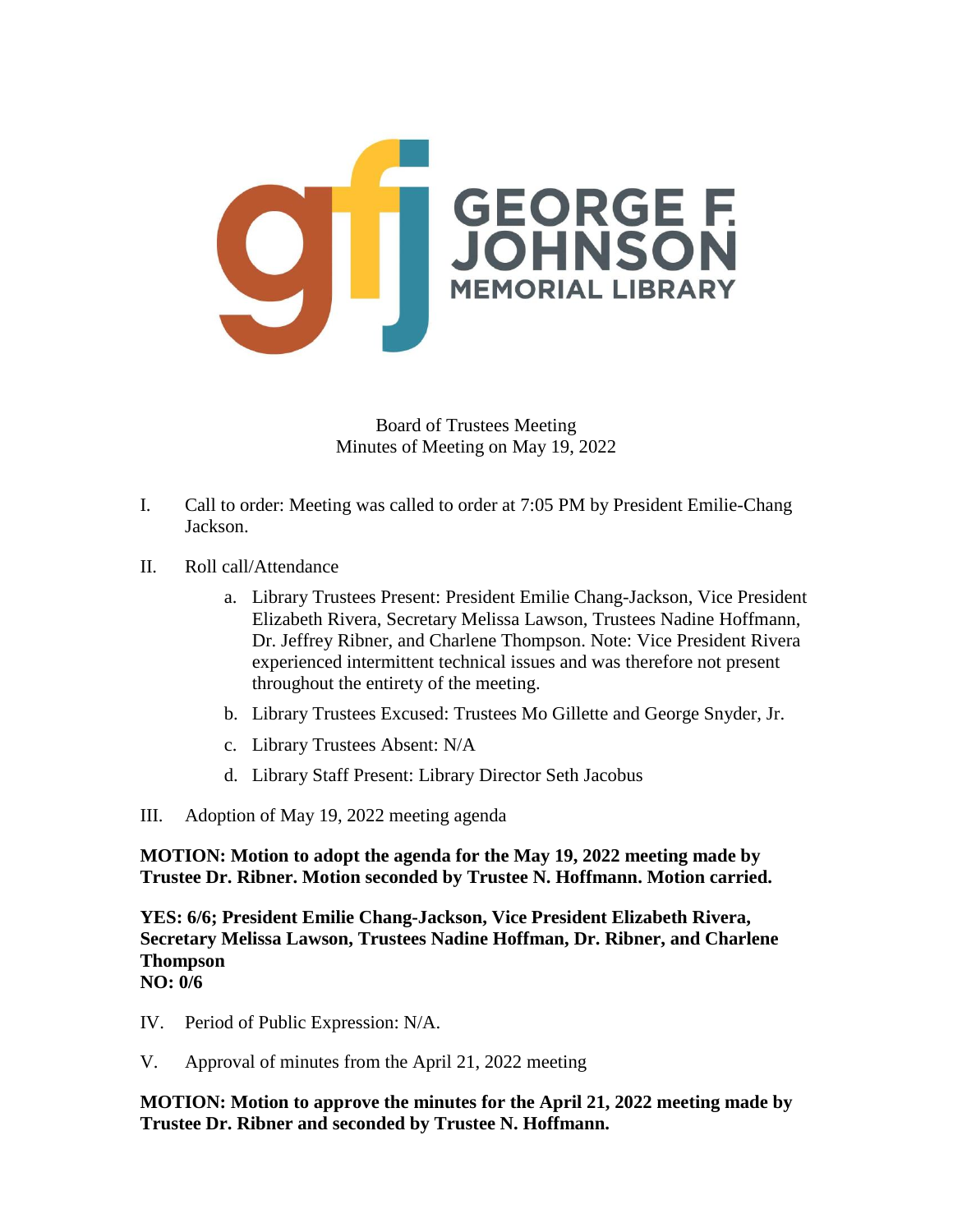Board of Trustees Meeting
Minutes of Meeting on May 19, 2022

I. Call to order: Meeting was called to order at 7:05 PM by President Emilie-Chang Jackson.

II. Roll call/Attendance

   a. Library Trustees Present: President Emilie Chang-Jackson, Vice President Elizabeth Rivera, Secretary Melissa Lawson, Trustees Nadine Hoffmann, Dr. Jeffrey Ribner, and Charlene Thompson. Note: Vice President Rivera experienced intermittent technical issues and was therefore not present throughout the entirety of the meeting.

   b. Library Trustees Excused: Trustees Mo Gillette and George Snyder, Jr.

   c. Library Trustees Absent: N/A

   d. Library Staff Present: Library Director Seth Jacobus

III. Adoption of May 19, 2022 meeting agenda

**MOTION: Motion to adopt the agenda for the May 19, 2022 meeting made by Trustee Dr. Ribner. Motion seconded by Trustee N. Hoffmann. Motion carried.**

**YES: 6/6; President Emilie Chang-Jackson, Vice President Elizabeth Rivera, Secretary Melissa Lawson, Trustees Nadine Hoffman, Dr. Ribner, and Charlene Thompson**
**NO: 0/6**

IV. Period of Public Expression: N/A.

V. Approval of minutes from the April 21, 2022 meeting

**MOTION: Motion to approve the minutes for the April 21, 2022 meeting made by Trustee Dr. Ribner and seconded by Trustee N. Hoffmann.**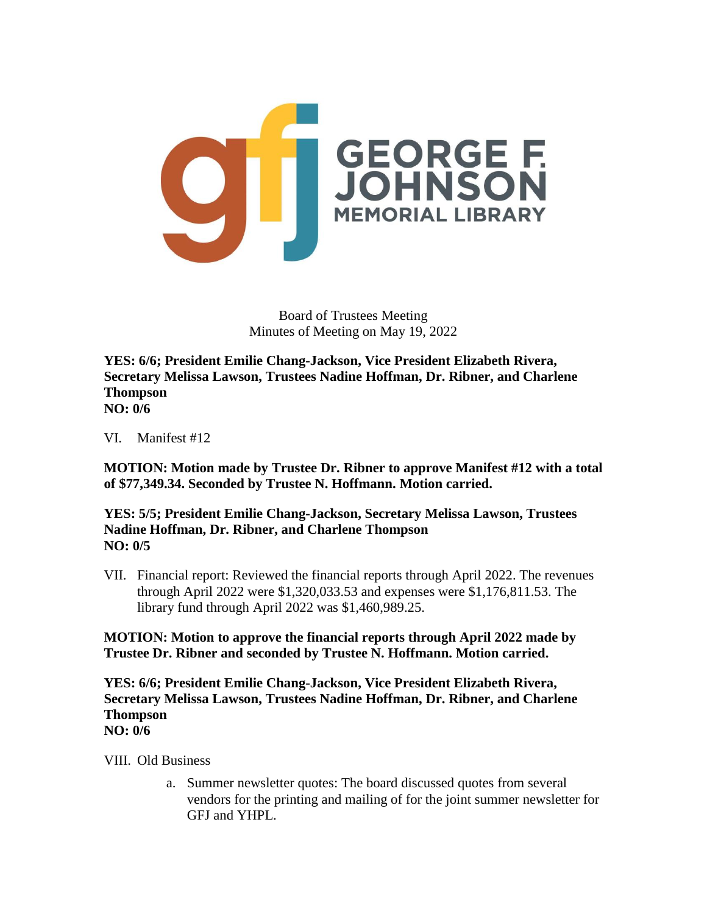Board of Trustees Meeting
Minutes of Meeting on May 19, 2022

**YES: 6/6; President Emilie Chang-Jackson, Vice President Elizabeth Rivera, Secretary Melissa Lawson, Trustees Nadine Hoffman, Dr. Ribner, and Charlene Thompson**
**NO: 0/6**

VI. Manifest #12

**MOTION: Motion made by Trustee Dr. Ribner to approve Manifest #12 with a total of $77,349.34. Seconded by Trustee N. Hoffmann. Motion carried.**

**YES: 5/5; President Emilie Chang-Jackson, Secretary Melissa Lawson, Trustees Nadine Hoffman, Dr. Ribner, and Charlene Thompson**
**NO: 0/5**

VII. Financial report: Reviewed the financial reports through April 2022. The revenues through April 2022 were $1,320,033.53 and expenses were $1,176,811.53. The library fund through April 2022 was $1,460,989.25.

**MOTION: Motion to approve the financial reports through April 2022 made by Trustee Dr. Ribner and seconded by Trustee N. Hoffmann. Motion carried.**

**YES: 6/6; President Emilie Chang-Jackson, Vice President Elizabeth Rivera, Secretary Melissa Lawson, Trustees Nadine Hoffman, Dr. Ribner, and Charlene Thompson**
**NO: 0/6**

VIII. Old Business

a. Summer newsletter quotes: The board discussed quotes from several vendors for the printing and mailing of for the joint summer newsletter for GFJ and YHPL.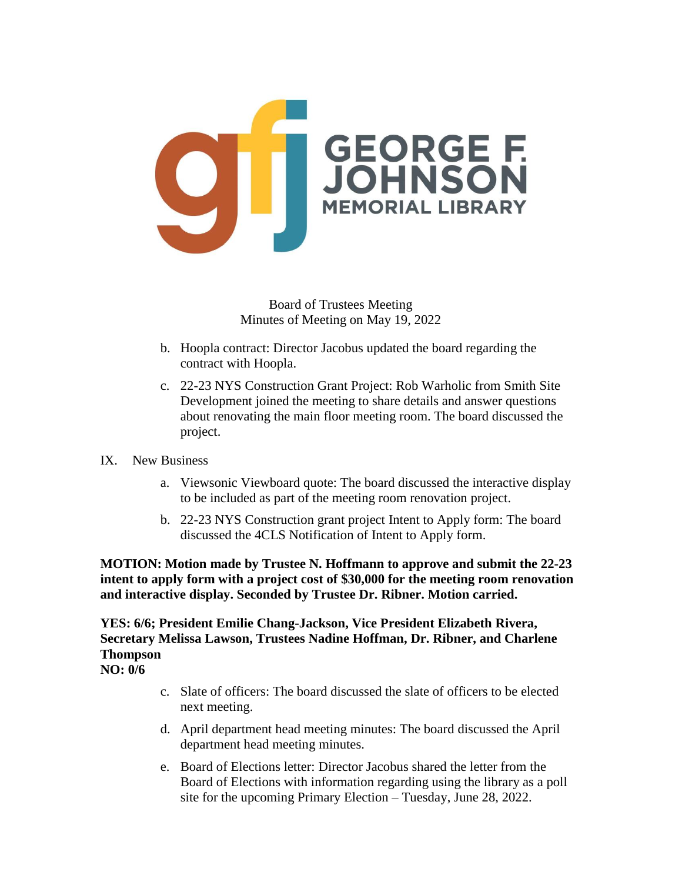Board of Trustees Meeting
Minutes of Meeting on May 19, 2022

b. Hoopla contract: Director Jacobus updated the board regarding the contract with Hoopla.

c. 22-23 NYS Construction Grant Project: Rob Warholic from Smith Site Development joined the meeting to share details and answer questions about renovating the main floor meeting room. The board discussed the project.

IX. New Business

a. Viewsonic Viewboard quote: The board discussed the interactive display to be included as part of the meeting room renovation project.

b. 22-23 NYS Construction grant project Intent to Apply form: The board discussed the 4CLS Notification of Intent to Apply form.

**MOTION: Motion made by Trustee N. Hoffmann to approve and submit the 22-23 intent to apply form with a project cost of $30,000 for the meeting room renovation and interactive display. Seconded by Trustee Dr. Ribner. Motion carried.**

**YES: 6/6; President Emilie Chang-Jackson, Vice President Elizabeth Rivera, Secretary Melissa Lawson, Trustees Nadine Hoffman, Dr. Ribner, and Charlene Thompson**
**NO: 0/6**

c. Slate of officers: The board discussed the slate of officers to be elected next meeting.

d. April department head meeting minutes: The board discussed the April department head meeting minutes.

e. Board of Elections letter: Director Jacobus shared the letter from the Board of Elections with information regarding using the library as a poll site for the upcoming Primary Election – Tuesday, June 28, 2022.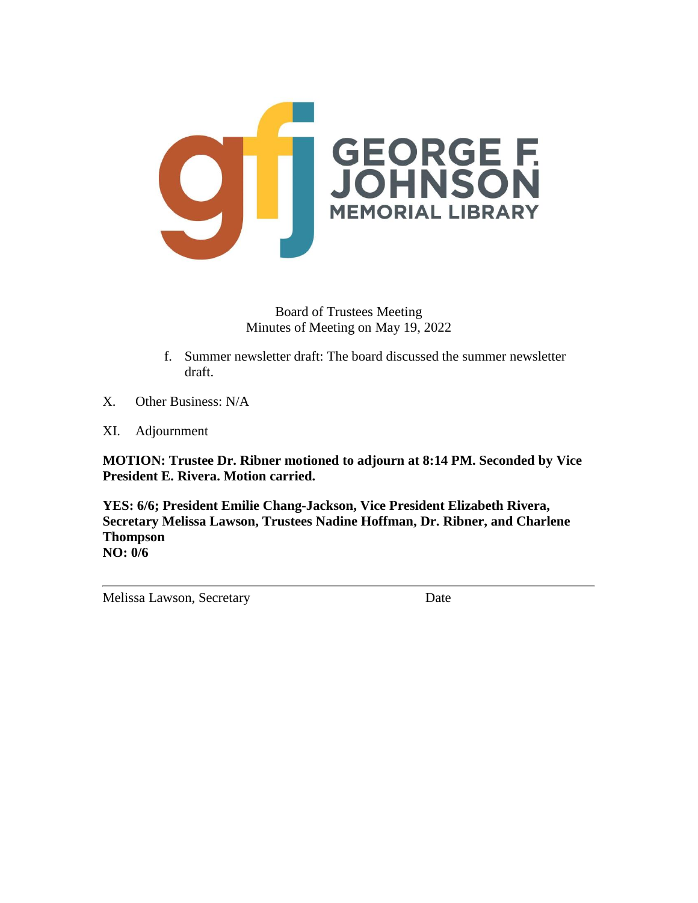GEORGE F. JOHNSON MEMORIAL LIBRARY

Board of Trustees Meeting
Minutes of Meeting on May 19, 2022

f. Summer newsletter draft: The board discussed the summer newsletter draft.

X. Other Business: N/A

XI. Adjournment

**MOTION: Trustee Dr. Ribner motioned to adjourn at 8:14 PM. Seconded by Vice President E. Rivera. Motion carried.**

**YES: 6/6; President Emilie Chang-Jackson, Vice President Elizabeth Rivera, Secretary Melissa Lawson, Trustees Nadine Hoffman, Dr. Ribner, and Charlene Thompson**
**NO: 0/6**

---

Melissa Lawson, Secretary Date